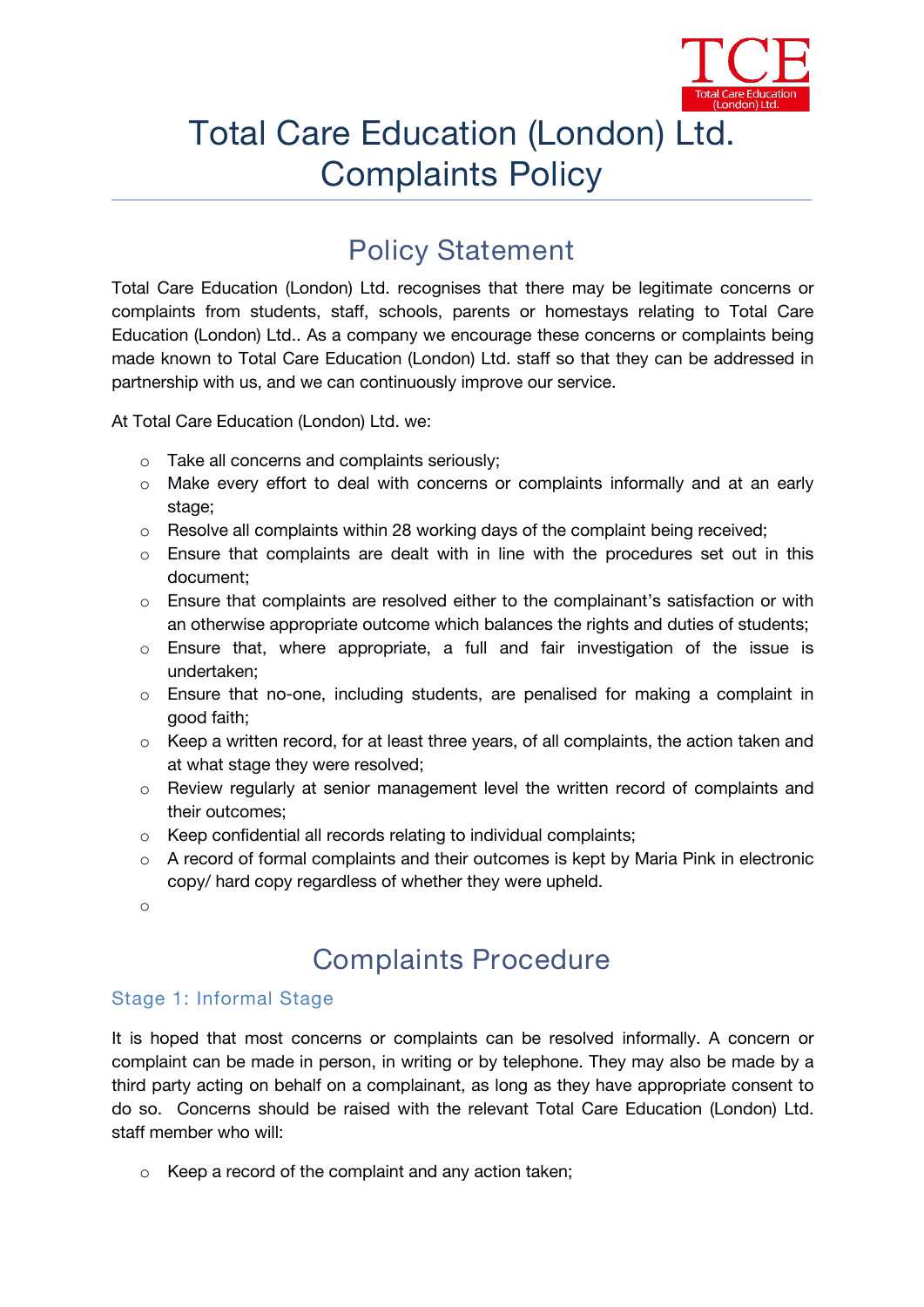# Total Care Education (London) Ltd. Complaints Policy

## Policy Statement

Total Care Education (London) Ltd. recognises that there may be legitimate concerns or complaints from students, staff, schools, parents or homestays relating to Total Care Education (London) Ltd.. As a company we encourage these concerns or complaints being made known to Total Care Education (London) Ltd. staff so that they can be addressed in partnership with us, and we can continuously improve our service.

At Total Care Education (London) Ltd. we:

- Take all concerns and complaints seriously;
- Make every effort to deal with concerns or complaints informally and at an early stage;
- Resolve all complaints within 28 working days of the complaint being received;
- Ensure that complaints are dealt with in line with the procedures set out in this document;
- Ensure that complaints are resolved either to the complainant's satisfaction or with an otherwise appropriate outcome which balances the rights and duties of students;
- Ensure that, where appropriate, a full and fair investigation of the issue is undertaken;
- Ensure that no-one, including students, are penalised for making a complaint in good faith;
- Keep a written record, for at least three years, of all complaints, the action taken and at what stage they were resolved;
- Review regularly at senior management level the written record of complaints and their outcomes;
- Keep confidential all records relating to individual complaints;
- A record of formal complaints and their outcomes is kept by Maria Pink in electronic copy/ hard copy regardless of whether they were upheld.

## Complaints Procedure

### Stage 1: Informal Stage

It is hoped that most concerns or complaints can be resolved informally. A concern or complaint can be made in person, in writing or by telephone. They may also be made by a third party acting on behalf on a complainant, as long as they have appropriate consent to do so. Concerns should be raised with the relevant Total Care Education (London) Ltd. staff member who will:

- Keep a record of the complaint and any action taken;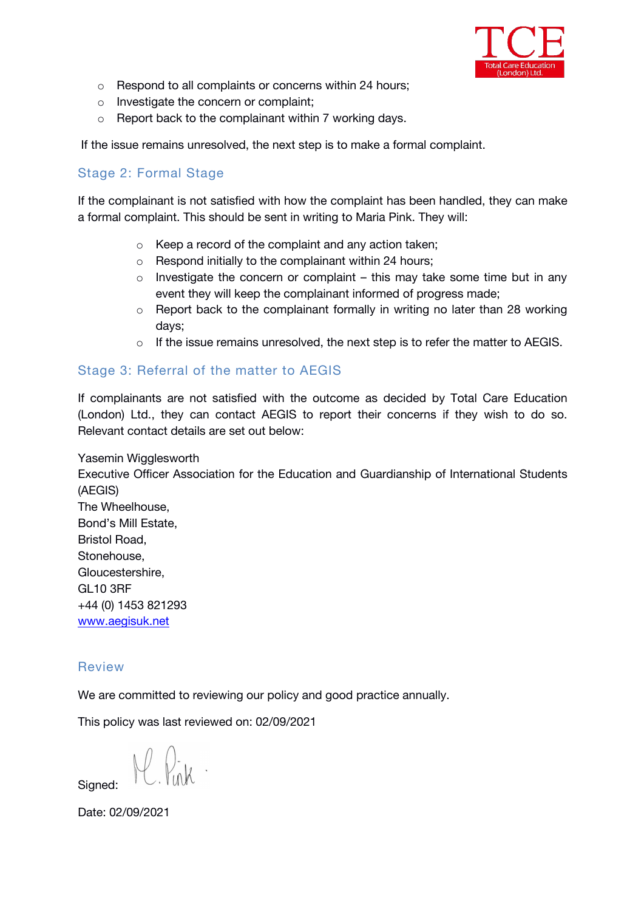- Respond to all complaints or concerns within 24 hours;
- Investigate the concern or complaint;
- Report back to the complainant within 7 working days.

If the issue remains unresolved, the next step is to make a formal complaint.

## Stage 2: Formal Stage

If the complainant is not satisfied with how the complaint has been handled, they can make a formal complaint. This should be sent in writing to Maria Pink. They will:

- Keep a record of the complaint and any action taken;
- Respond initially to the complainant within 24 hours;
- Investigate the concern or complaint – this may take some time but in any event they will keep the complainant informed of progress made;
- Report back to the complainant formally in writing no later than 28 working days;
- If the issue remains unresolved, the next step is to refer the matter to AEGIS.

## Stage 3: Referral of the matter to AEGIS

If complainants are not satisfied with the outcome as decided by Total Care Education (London) Ltd., they can contact AEGIS to report their concerns if they wish to do so. Relevant contact details are set out below:

Yasemin Wigglesworth
Executive Officer Association for the Education and Guardianship of International Students (AEGIS)
The Wheelhouse,
Bond's Mill Estate,
Bristol Road,
Stonehouse,
Gloucestershire,
GL10 3RF
+44 (0) 1453 821293
[www.aegisuk.net](http://www.aegisuk.net)

## Review

We are committed to reviewing our policy and good practice annually.

This policy was last reviewed on: 02/09/2021

Signed: M. Pink

Date: 02/09/2021